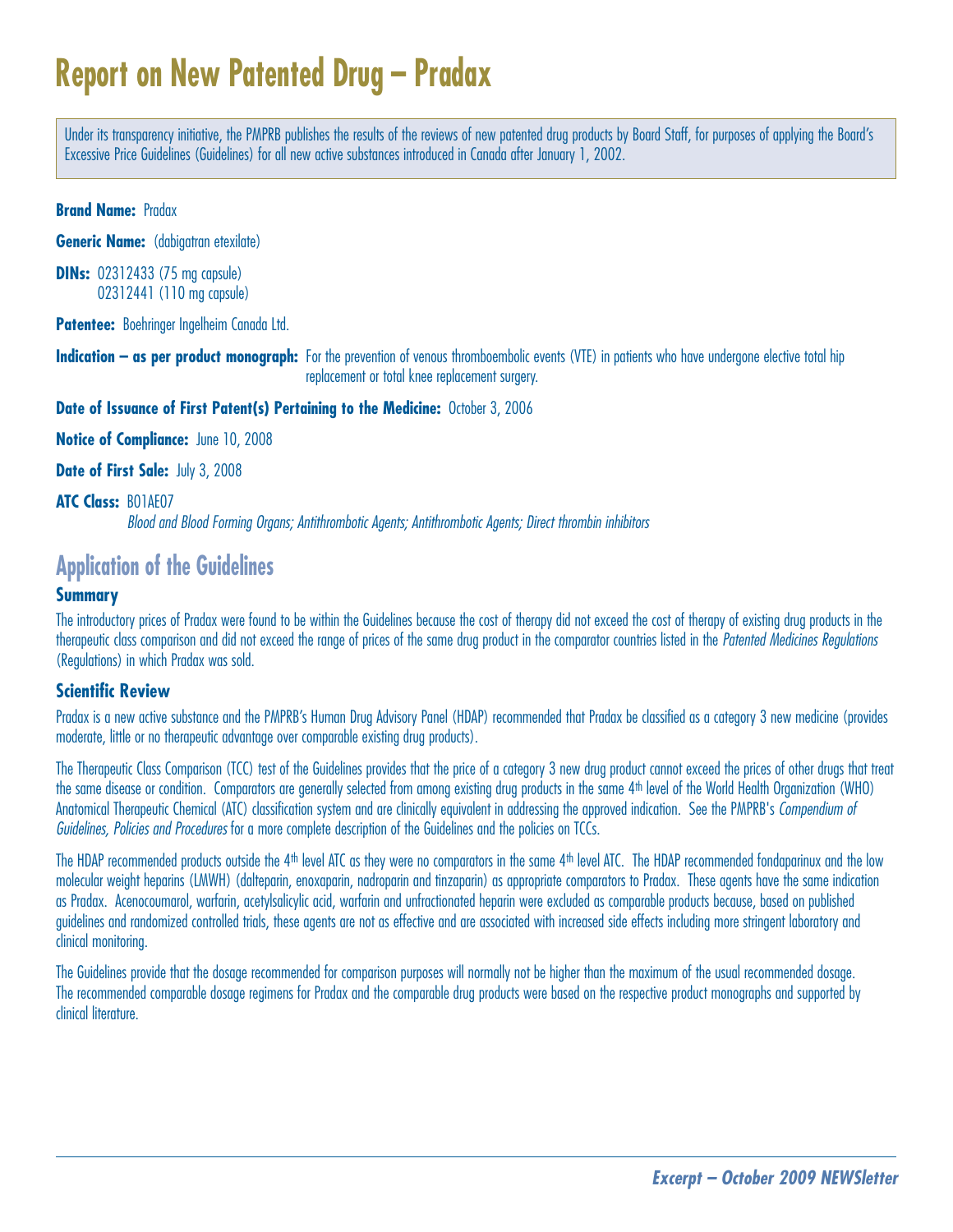# Report on New Patented Drug – Pradax

Under its transparency initiative, the PMPRB publishes the results of the reviews of new patented drug products by Board Staff, for purposes of applying the Board's Excessive Price Guidelines (Guidelines) for all new active substances introduced in Canada after January 1, 2002.

**Brand Name:** Pradax

**Generic Name:** (dabigatran etexilate)

**DINs:** 02312433 (75 mg capsule)
02312441 (110 mg capsule)

**Patentee:** Boehringer Ingelheim Canada Ltd.

**Indication – as per product monograph:** For the prevention of venous thromboembolic events (VTE) in patients who have undergone elective total hip replacement or total knee replacement surgery.

**Date of Issuance of First Patent(s) Pertaining to the Medicine:** October 3, 2006

**Notice of Compliance:** June 10, 2008

**Date of First Sale:** July 3, 2008

**ATC Class:** B01AE07
*Blood and Blood Forming Organs; Antithrombotic Agents; Antithrombotic Agents; Direct thrombin inhibitors*

## Application of the Guidelines

### Summary

The introductory prices of Pradax were found to be within the Guidelines because the cost of therapy did not exceed the cost of therapy of existing drug products in the therapeutic class comparison and did not exceed the range of prices of the same drug product in the comparator countries listed in the *Patented Medicines Regulations* (Regulations) in which Pradax was sold.

### Scientific Review

Pradax is a new active substance and the PMPRB's Human Drug Advisory Panel (HDAP) recommended that Pradax be classified as a category 3 new medicine (provides moderate, little or no therapeutic advantage over comparable existing drug products).

The Therapeutic Class Comparison (TCC) test of the Guidelines provides that the price of a category 3 new drug product cannot exceed the prices of other drugs that treat the same disease or condition. Comparators are generally selected from among existing drug products in the same 4th level of the World Health Organization (WHO) Anatomical Therapeutic Chemical (ATC) classification system and are clinically equivalent in addressing the approved indication. See the PMPRB's *Compendium of Guidelines, Policies and Procedures* for a more complete description of the Guidelines and the policies on TCCs.

The HDAP recommended products outside the 4th level ATC as they were no comparators in the same 4th level ATC. The HDAP recommended fondaparinux and the low molecular weight heparins (LMWH) (dalteparin, enoxaparin, nadroparin and tinzaparin) as appropriate comparators to Pradax. These agents have the same indication as Pradax. Acenocoumarol, warfarin, acetylsalicylic acid, warfarin and unfractionated heparin were excluded as comparable products because, based on published guidelines and randomized controlled trials, these agents are not as effective and are associated with increased side effects including more stringent laboratory and clinical monitoring.

The Guidelines provide that the dosage recommended for comparison purposes will normally not be higher than the maximum of the usual recommended dosage. The recommended comparable dosage regimens for Pradax and the comparable drug products were based on the respective product monographs and supported by clinical literature.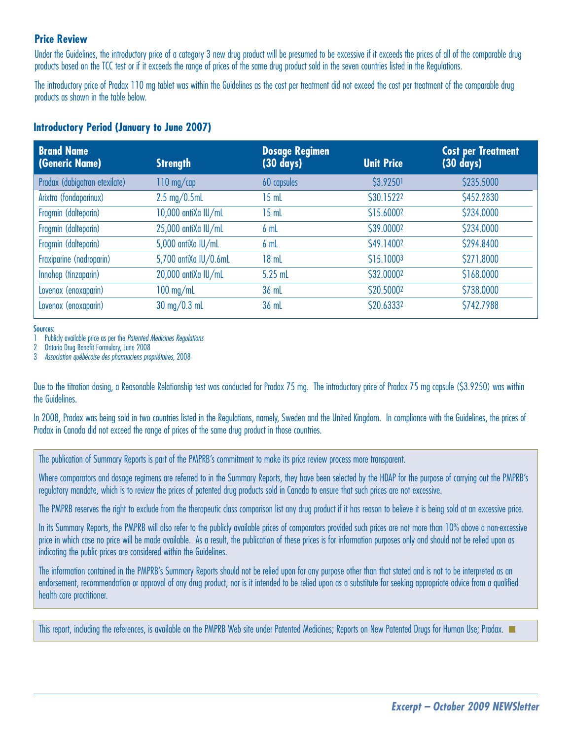## Price Review

Under the Guidelines, the introductory price of a category 3 new drug product will be presumed to be excessive if it exceeds the prices of all of the comparable drug products based on the TCC test or if it exceeds the range of prices of the same drug product sold in the seven countries listed in the Regulations.

The introductory price of Pradax 110 mg tablet was within the Guidelines as the cost per treatment did not exceed the cost per treatment of the comparable drug products as shown in the table below.

### Introductory Period (January to June 2007)

| Brand Name (Generic Name) | Strength | Dosage Regimen (30 days) | Unit Price | Cost per Treatment (30 days) |
|---|---|---|---|---|
| Pradax (dabigatran etexilate) | 110 mg/cap | 60 capsules | $3.9250[1] | $235.5000 |
| Arixtra (fondaparinux) | 2.5 mg/0.5mL | 15 mL | $30.1522[2] | $452.2830 |
| Fragmin (dalteparin) | 10,000 antiXa IU/mL | 15 mL | $15.6000[2] | $234.0000 |
| Fragmin (dalteparin) | 25,000 antiXa IU/mL | 6 mL | $39.0000[2] | $234.0000 |
| Fragmin (dalteparin) | 5,000 antiXa IU/mL | 6 mL | $49.1400[2] | $294.8400 |
| Fraxiparine (nadroparin) | 5,700 antiXa IU/0.6mL | 18 mL | $15.1000[3] | $271.8000 |
| Innohep (tinzaparin) | 20,000 antiXa IU/mL | 5.25 mL | $32.0000[2] | $168.0000 |
| Lovenox (enoxaparin) | 100 mg/mL | 36 mL | $20.5000[2] | $738.0000 |
| Lovenox (enoxaparin) | 30 mg/0.3 mL | 36 mL | $20.6333[2] | $742.7988 |

Sources:
1 Publicly available price as per the *Patented Medicines Regulations*
2 Ontario Drug Benefit Formulary, June 2008
3 *Association québécoise des pharmaciens propriétaires*, 2008

Due to the titration dosing, a Reasonable Relationship test was conducted for Pradax 75 mg. The introductory price of Pradax 75 mg capsule ($3.9250) was within the Guidelines.

In 2008, Pradax was being sold in two countries listed in the Regulations, namely, Sweden and the United Kingdom. In compliance with the Guidelines, the prices of Pradax in Canada did not exceed the range of prices of the same drug product in those countries.

The publication of Summary Reports is part of the PMPRB's commitment to make its price review process more transparent.

Where comparators and dosage regimens are referred to in the Summary Reports, they have been selected by the HDAP for the purpose of carrying out the PMPRB's regulatory mandate, which is to review the prices of patented drug products sold in Canada to ensure that such prices are not excessive.

The PMPRB reserves the right to exclude from the therapeutic class comparison list any drug product if it has reason to believe it is being sold at an excessive price.

In its Summary Reports, the PMPRB will also refer to the publicly available prices of comparators provided such prices are not more than 10% above a non-excessive price in which case no price will be made available. As a result, the publication of these prices is for information purposes only and should not be relied upon as indicating the public prices are considered within the Guidelines.

The information contained in the PMPRB's Summary Reports should not be relied upon for any purpose other than that stated and is not to be interpreted as an endorsement, recommendation or approval of any drug product, nor is it intended to be relied upon as a substitute for seeking appropriate advice from a qualified health care practitioner.

This report, including the references, is available on the PMPRB Web site under Patented Medicines; Reports on New Patented Drugs for Human Use; Pradax.